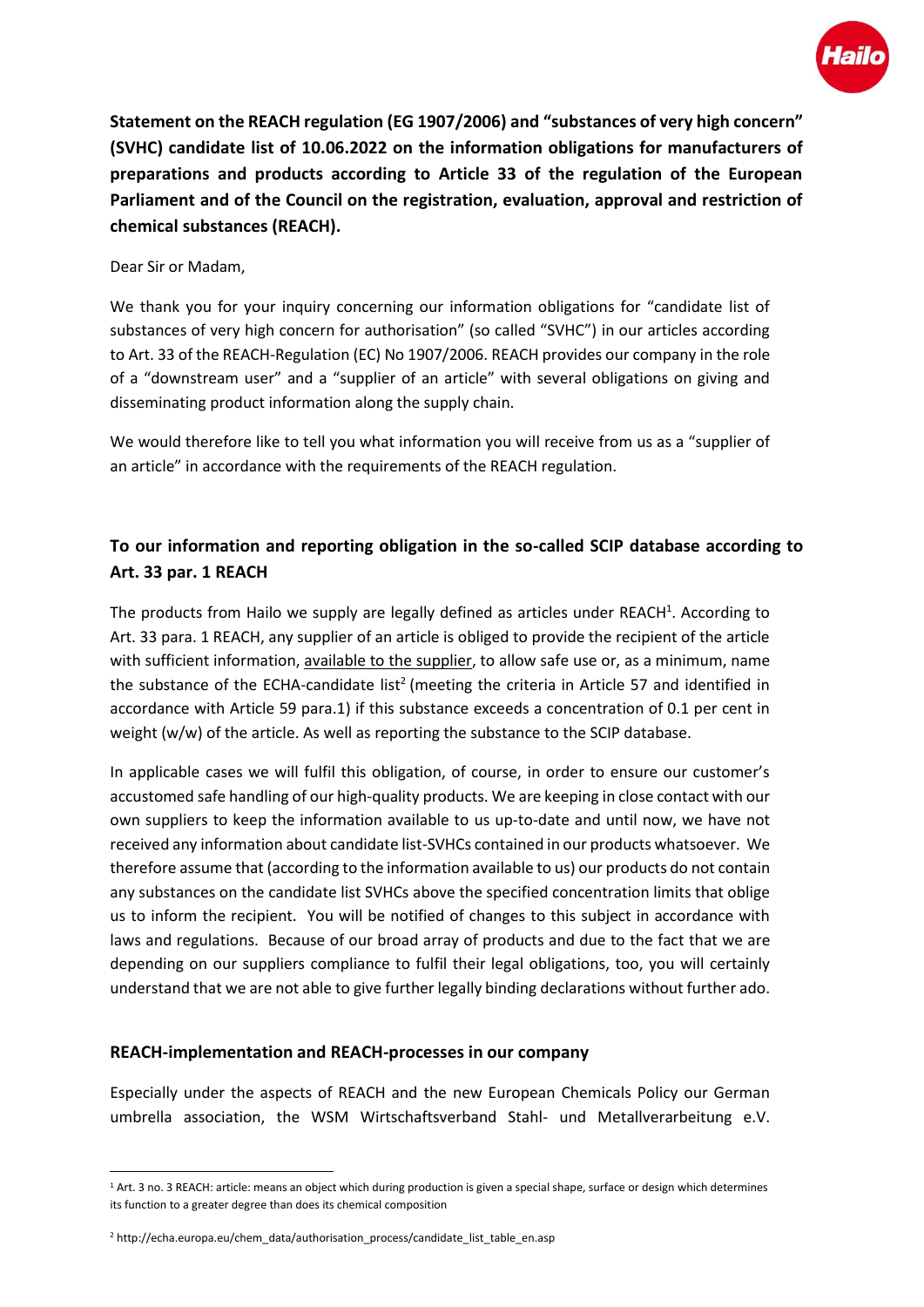**Statement on the REACH regulation (EG 1907/2006) and "substances of very high concern" (SVHC) candidate list of 10.06.2022 on the information obligations for manufacturers of preparations and products according to Article 33 of the regulation of the European Parliament and of the Council on the registration, evaluation, approval and restriction of chemical substances (REACH).**

Dear Sir or Madam,

We thank you for your inquiry concerning our information obligations for "candidate list of substances of very high concern for authorisation" (so called "SVHC") in our articles according to Art. 33 of the REACH-Regulation (EC) No 1907/2006. REACH provides our company in the role of a "downstream user" and a "supplier of an article" with several obligations on giving and disseminating product information along the supply chain.

We would therefore like to tell you what information you will receive from us as a "supplier of an article" in accordance with the requirements of the REACH regulation.

## To our information and reporting obligation in the so-called SCIP database according to Art. 33 par. 1 REACH

The products from Hailo we supply are legally defined as articles under REACH[1]. According to Art. 33 para. 1 REACH, any supplier of an article is obliged to provide the recipient of the article with sufficient information, available to the supplier, to allow safe use or, as a minimum, name the substance of the ECHA-candidate list[2] (meeting the criteria in Article 57 and identified in accordance with Article 59 para.1) if this substance exceeds a concentration of 0.1 per cent in weight (w/w) of the article. As well as reporting the substance to the SCIP database.

In applicable cases we will fulfil this obligation, of course, in order to ensure our customer's accustomed safe handling of our high-quality products. We are keeping in close contact with our own suppliers to keep the information available to us up-to-date and until now, we have not received any information about candidate list-SVHCs contained in our products whatsoever. We therefore assume that (according to the information available to us) our products do not contain any substances on the candidate list SVHCs above the specified concentration limits that oblige us to inform the recipient. You will be notified of changes to this subject in accordance with laws and regulations. Because of our broad array of products and due to the fact that we are depending on our suppliers compliance to fulfil their legal obligations, too, you will certainly understand that we are not able to give further legally binding declarations without further ado.

## REACH-implementation and REACH-processes in our company

Especially under the aspects of REACH and the new European Chemicals Policy our German umbrella association, the WSM Wirtschaftsverband Stahl- und Metallverarbeitung e.V.

---

[1] Art. 3 no. 3 REACH: article: means an object which during production is given a special shape, surface or design which determines its function to a greater degree than does its chemical composition

[2] http://echa.europa.eu/chem_data/authorisation_process/candidate_list_table_en.asp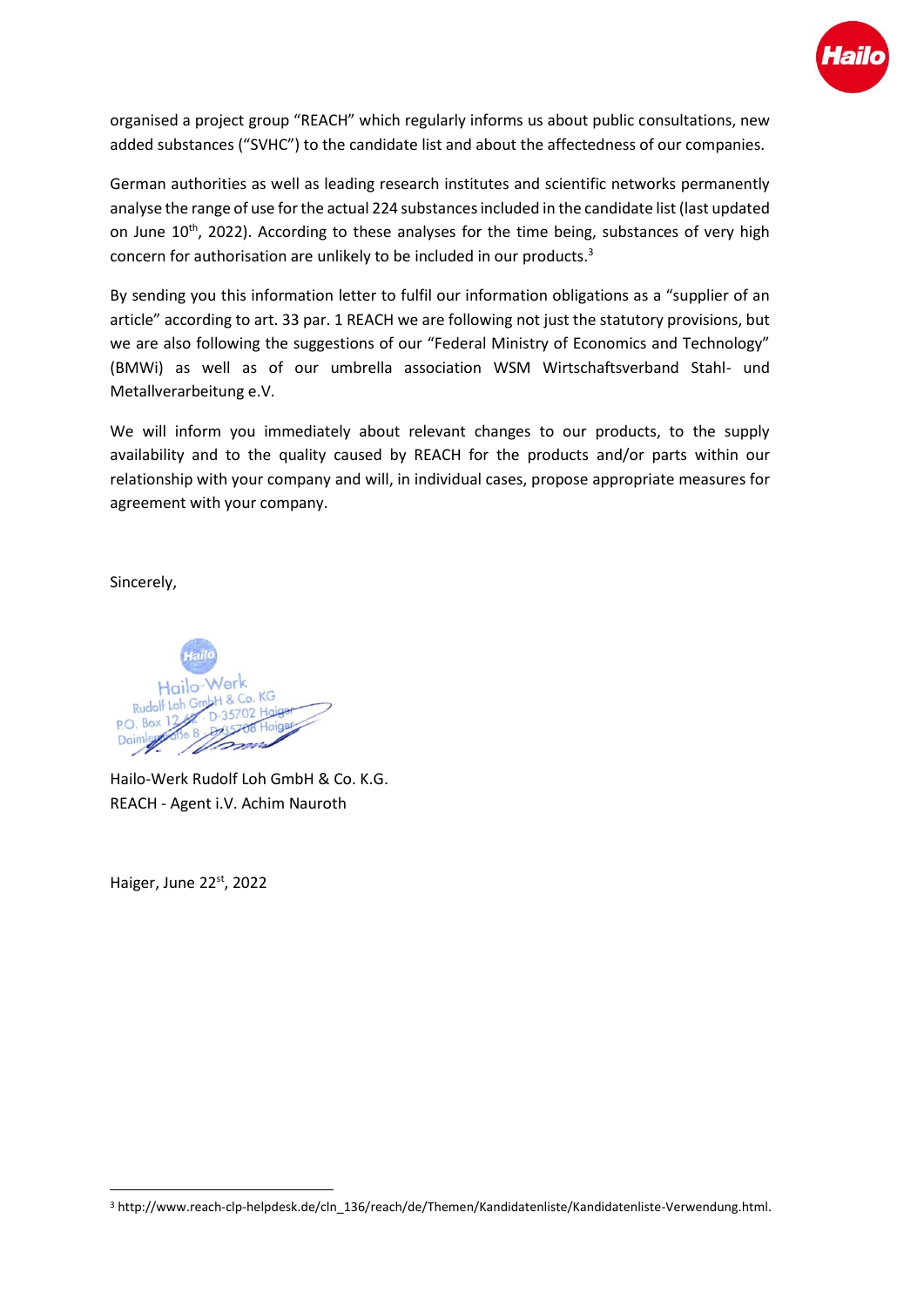organised a project group "REACH" which regularly informs us about public consultations, new added substances ("SVHC") to the candidate list and about the affectedness of our companies.

German authorities as well as leading research institutes and scientific networks permanently analyse the range of use for the actual 224 substances included in the candidate list (last updated on June 10th, 2022). According to these analyses for the time being, substances of very high concern for authorisation are unlikely to be included in our products.[3]

By sending you this information letter to fulfil our information obligations as a "supplier of an article" according to art. 33 par. 1 REACH we are following not just the statutory provisions, but we are also following the suggestions of our "Federal Ministry of Economics and Technology" (BMWi) as well as of our umbrella association WSM Wirtschaftsverband Stahl- und Metallverarbeitung e.V.

We will inform you immediately about relevant changes to our products, to the supply availability and to the quality caused by REACH for the products and/or parts within our relationship with your company and will, in individual cases, propose appropriate measures for agreement with your company.

Sincerely,

Hailo-Werk
Rudolf Loh GmbH & Co. KG
P.O. Box 12 62 · D-35702 Haiger
Daimlerstraße 8 · D-35708 Haiger

Hailo-Werk Rudolf Loh GmbH & Co. K.G.
REACH - Agent i.V. Achim Nauroth

Haiger, June 22st, 2022

---

[3] http://www.reach-clp-helpdesk.de/cln_136/reach/de/Themen/Kandidatenliste/Kandidatenliste-Verwendung.html.